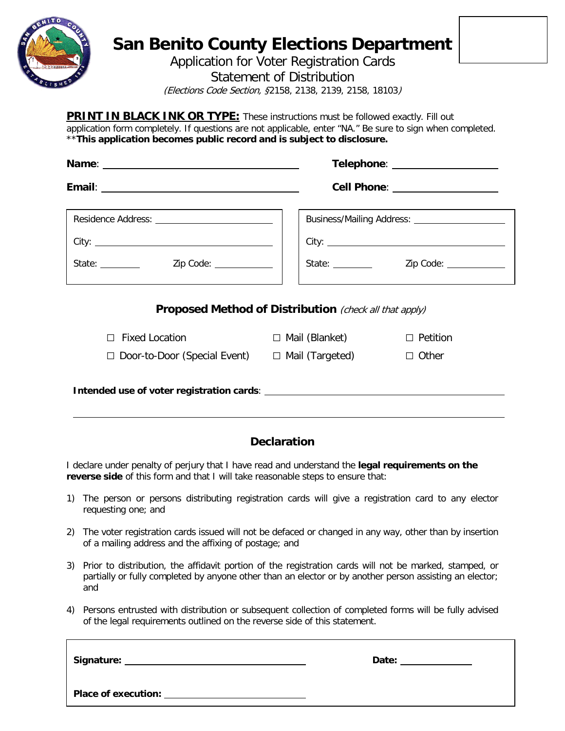# San Benito County Elections Department

Application for Voter Registration Cards

Statement of Distribution

*(Elections Code Section, §2158, 2138, 2139, 2158, 18103)*

**PRINT IN BLACK INK OR TYPE:** These instructions must be followed exactly. Fill out application form completely. If questions are not applicable, enter "NA." Be sure to sign when completed.
****This application becomes public record and is subject to disclosure.**

**Name**: ______________________ **Telephone**: ______________

**Email**: ______________________ **Cell Phone**: ______________

Residence Address: ______________________

City: ______________________

State: ________ Zip Code: ____________

Business/Mailing Address: ______________________

City: ______________________

State: ________ Zip Code: ____________

## Proposed Method of Distribution *(check all that apply)*

☐ Fixed Location ☐ Mail (Blanket) ☐ Petition

☐ Door-to-Door (Special Event) ☐ Mail (Targeted) ☐ Other

**Intended use of voter registration cards**: ______________________________________________

______________________________________________

## Declaration

I declare under penalty of perjury that I have read and understand the **legal requirements on the reverse side** of this form and that I will take reasonable steps to ensure that:

1) The person or persons distributing registration cards will give a registration card to any elector requesting one; and
2) The voter registration cards issued will not be defaced or changed in any way, other than by insertion of a mailing address and the affixing of postage; and
3) Prior to distribution, the affidavit portion of the registration cards will not be marked, stamped, or partially or fully completed by anyone other than an elector or by another person assisting an elector; and
4) Persons entrusted with distribution or subsequent collection of completed forms will be fully advised of the legal requirements outlined on the reverse side of this statement.

**Signature:** ______________________ **Date:** ____________

**Place of execution:** ______________________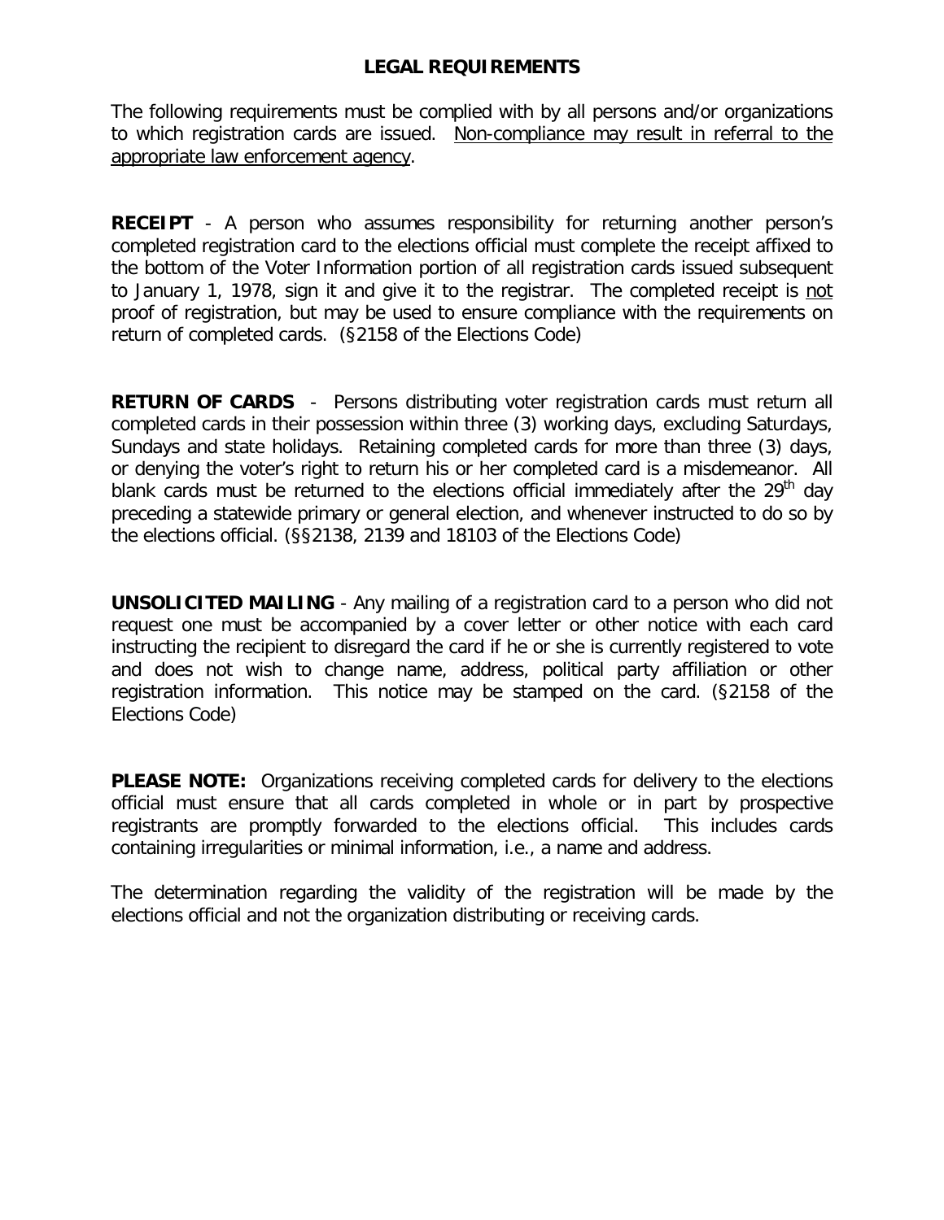# LEGAL REQUIREMENTS

The following requirements must be complied with by all persons and/or organizations to which registration cards are issued. <u>Non-compliance may result in referral to the appropriate law enforcement agency</u>.

**RECEIPT** - A person who assumes responsibility for returning another person's completed registration card to the elections official must complete the receipt affixed to the bottom of the Voter Information portion of all registration cards issued subsequent to January 1, 1978, sign it and give it to the registrar. The completed receipt is <u>not</u> proof of registration, but may be used to ensure compliance with the requirements on return of completed cards. (§2158 of the Elections Code)

**RETURN OF CARDS** - Persons distributing voter registration cards must return all completed cards in their possession within three (3) working days, excluding Saturdays, Sundays and state holidays. Retaining completed cards for more than three (3) days, or denying the voter's right to return his or her completed card is a misdemeanor. All blank cards must be returned to the elections official immediately after the 29th day preceding a statewide primary or general election, and whenever instructed to do so by the elections official. (§§2138, 2139 and 18103 of the Elections Code)

**UNSOLICITED MAILING** - Any mailing of a registration card to a person who did not request one must be accompanied by a cover letter or other notice with each card instructing the recipient to disregard the card if he or she is currently registered to vote and does not wish to change name, address, political party affiliation or other registration information. This notice may be stamped on the card. (§2158 of the Elections Code)

**PLEASE NOTE:** Organizations receiving completed cards for delivery to the elections official must ensure that all cards completed in whole or in part by prospective registrants are promptly forwarded to the elections official. This includes cards containing irregularities or minimal information, i.e., a name and address.

The determination regarding the validity of the registration will be made by the elections official and not the organization distributing or receiving cards.